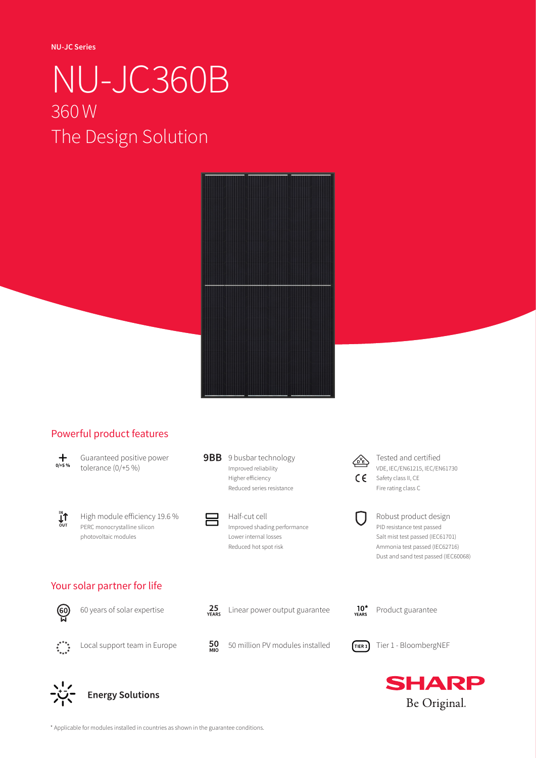NU-JC Series

# NU-JC360B

## 360 W

## The Design Solution

## Powerful product features

**0/+5 %** Guaranteed positive power tolerance (0/+5 %)

**9BB** 9 busbar technology
Improved reliability
Higher efficiency
Reduced series resistance

Tested and certified
VDE, IEC/EN61215, IEC/EN61730
Safety class II, CE
Fire rating class C

High module efficiency 19.6 %
PERC monocrystalline silicon photovoltaic modules

Half-cut cell
Improved shading performance
Lower internal losses
Reduced hot spot risk

Robust product design
PID resistance test passed
Salt mist test passed (IEC61701)
Ammonia test passed (IEC62716)
Dust and sand test passed (IEC60068)

## Your solar partner for life

**60** 60 years of solar expertise

**25 YEARS** Linear power output guarantee

**10* YEARS** Product guarantee

Local support team in Europe

**50 MIO** 50 million PV modules installed

**TIER 1** Tier 1 - BloombergNEF

**Energy Solutions**

**SHARP**
Be Original.

* Applicable for modules installed in countries as shown in the guarantee conditions.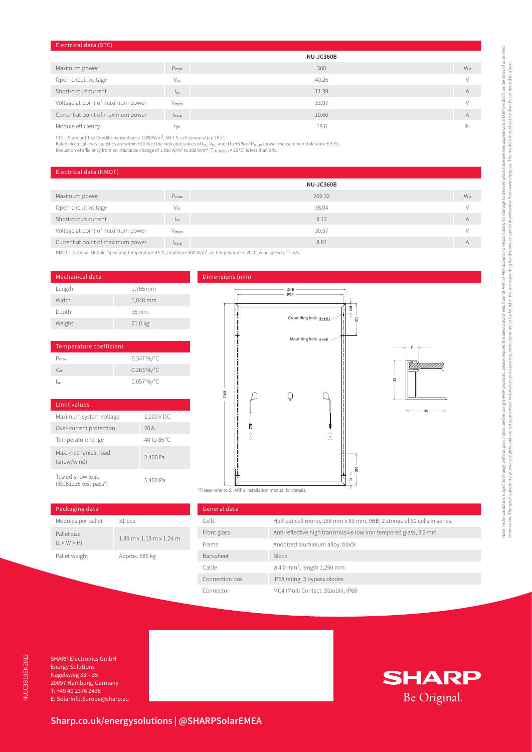## Electrical data (STC)

| | | NU-JC360B | |
|---|---|---|---|
| Maximum power | $P_{max}$ | 360 | Wp |
| Open-circuit voltage | $V_{oc}$ | 40.26 | V |
| Short-circuit current | $I_{sc}$ | 11.39 | A |
| Voltage at point of maximum power | $V_{mpp}$ | 33.97 | V |
| Current at point of maximum power | $I_{mpp}$ | 10.60 | A |
| Module efficiency | $\eta_m$ | 19.6 | % |

STC = Standard Test Conditions: irradiance 1,000 W/m², AM 1.5, cell temperature 25 °C.
Rated electrical characteristics are within ±10 % of the indicated values of $I_{SC}$, $V_{OC}$ and 0 to +5 % of $P_{max}$ (power measurement tolerance ± 3 %).
Reduction of efficiency from an irradiance change of 1,000 W/m² to 200 W/m² ($T_{module}$ = 25 °C) is less than 3 %.

## Electrical data (NMOT)

| | | NU-JC360B | |
|---|---|---|---|
| Maximum power | $P_{max}$ | 269.32 | Wp |
| Open-circuit voltage | $V_{oc}$ | 38.04 | V |
| Short-circuit current | $I_{sc}$ | 9.13 | A |
| Voltage at point of maximum power | $V_{mpp}$ | 30.57 | V |
| Current at point of maximum power | $I_{mpp}$ | 8.81 | A |

NMOT = Nominal Module Operating Temperature: 45 °C, irradiance 800 W/m², air temperature of 20 °C, wind speed of 1 m/s.

## Mechanical data

| | |
|---|---|
| Length | 1,765 mm |
| Width | 1,048 mm |
| Depth | 35 mm |
| Weight | 21.0 kg |

## Dimensions (mm)

1048
1004
Grounding hole 4×ø5.1
Mounting hole 4×ø9
100
310
1765
(−)
(+)
310
100
11
35
35

*Please refer to SHARP's installation manual for details.

## Temperature coefficient

| | |
|---|---|
| $P_{max}$ | -0.347 %/°C |
| $V_{oc}$ | -0.263 %/°C |
| $I_{sc}$ | 0.057 %/°C |

## Limit values

| | |
|---|---|
| Maximum system voltage | 1,000 V DC |
| Over-current protection | 20 A |
| Temperature range | -40 to 85 °C |
| Max. mechanical load (snow/wind) | 2,400 Pa |
| Tested snow load (IEC61215 test pass*) | 5,400 Pa |

## Packaging data

| | |
|---|---|
| Modules per pallet | 31 pcs |
| Pallet size (L × W × H) | 1.80 m x 1.13 m x 1.24 m |
| Pallet weight | Approx. 685 kg |

## General data

| | |
|---|---|
| Cells | Half-cut cell mono, 166 mm x 83 mm, 9BB, 2 strings of 60 cells in series |
| Front glass | Anti-reflective high transmissive low iron tempered glass, 3.2 mm |
| Frame | Anodized aluminium alloy, black |
| Backsheet | Black |
| Cable | ø 4.0 mm², length 1,250 mm |
| Connection box | IP68 rating, 3 bypass diodes |
| Connector | MC4 (Multi Contact, Stäubli), IP68 |

Note: Technical data is subject to change without prior notice. Before using SHARP products, please request the latest data sheets from SHARP. SHARP accepts no responsibility for damage to devices which have been equipped with SHARP products on the basis of unverified information. The specifications may deviate slightly and are not guaranteed. Installation and operating instructions are to be found in the corresponding handbooks, or can be downloaded from www.sharp.eu. This module should not be directly connected to a load.

NUJC3B10EN2012

SHARP Electronics GmbH
Energy Solutions
Nagelsweg 33 – 35
20097 Hamburg, Germany
T: +49 40 2376 2436
E: SolarInfo.Europe@sharp.eu

SHARP
Be Original.

**Sharp.co.uk/energysolutions | @SHARPSolarEMEA**